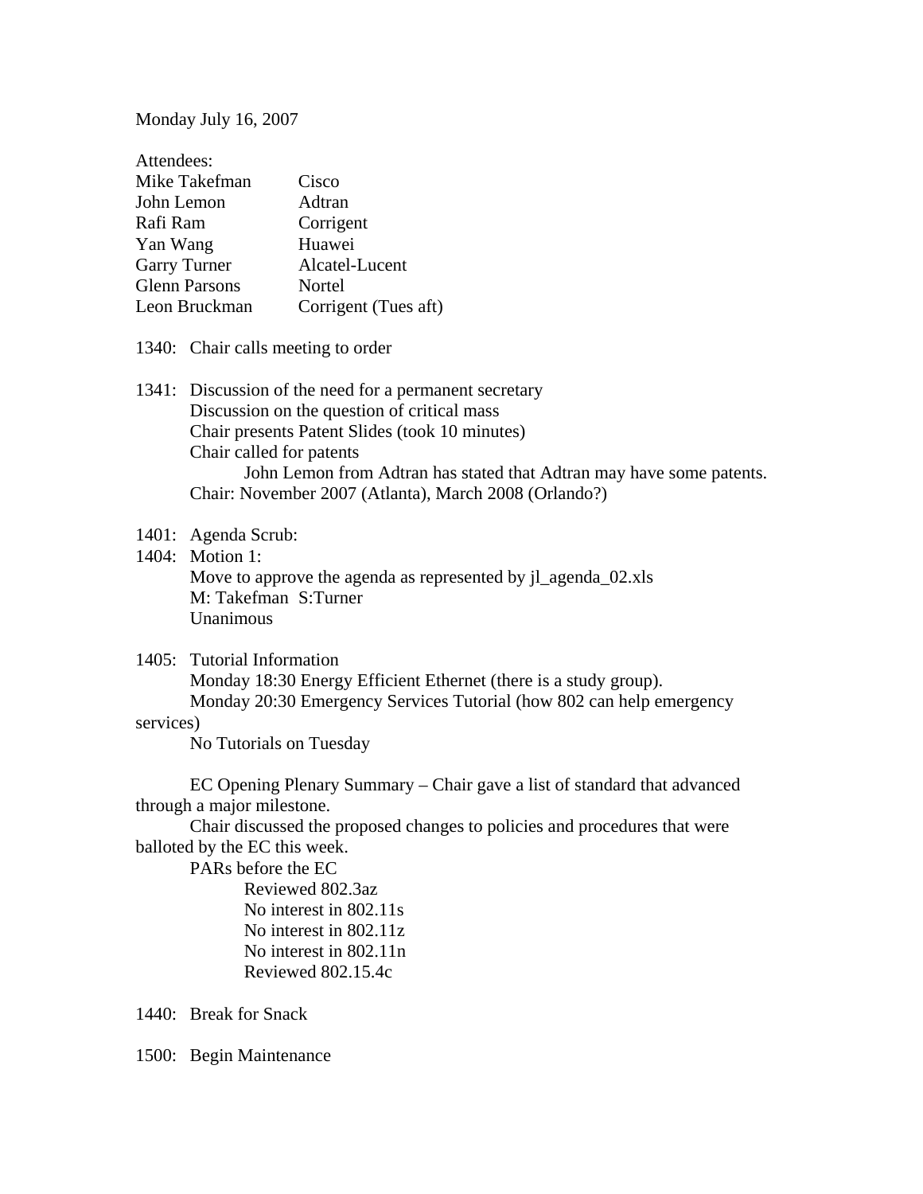Monday July 16, 2007

Attendees:

| | |
|---|---|
| Mike Takefman | Cisco |
| John Lemon | Adtran |
| Rafi Ram | Corrigent |
| Yan Wang | Huawei |
| Garry Turner | Alcatel-Lucent |
| Glenn Parsons | Nortel |
| Leon Bruckman | Corrigent (Tues aft) |

1340: Chair calls meeting to order

1341: Discussion of the need for a permanent secretary
Discussion on the question of critical mass
Chair presents Patent Slides (took 10 minutes)
Chair called for patents
John Lemon from Adtran has stated that Adtran may have some patents.
Chair: November 2007 (Atlanta), March 2008 (Orlando?)

1401: Agenda Scrub:

1404: Motion 1:
Move to approve the agenda as represented by jl_agenda_02.xls
M: Takefman S:Turner
Unanimous

1405: Tutorial Information
Monday 18:30 Energy Efficient Ethernet (there is a study group).
Monday 20:30 Emergency Services Tutorial (how 802 can help emergency services)
No Tutorials on Tuesday

EC Opening Plenary Summary – Chair gave a list of standard that advanced through a major milestone.
Chair discussed the proposed changes to policies and procedures that were balloted by the EC this week.
PARs before the EC
Reviewed 802.3az
No interest in 802.11s
No interest in 802.11z
No interest in 802.11n
Reviewed 802.15.4c

1440: Break for Snack

1500: Begin Maintenance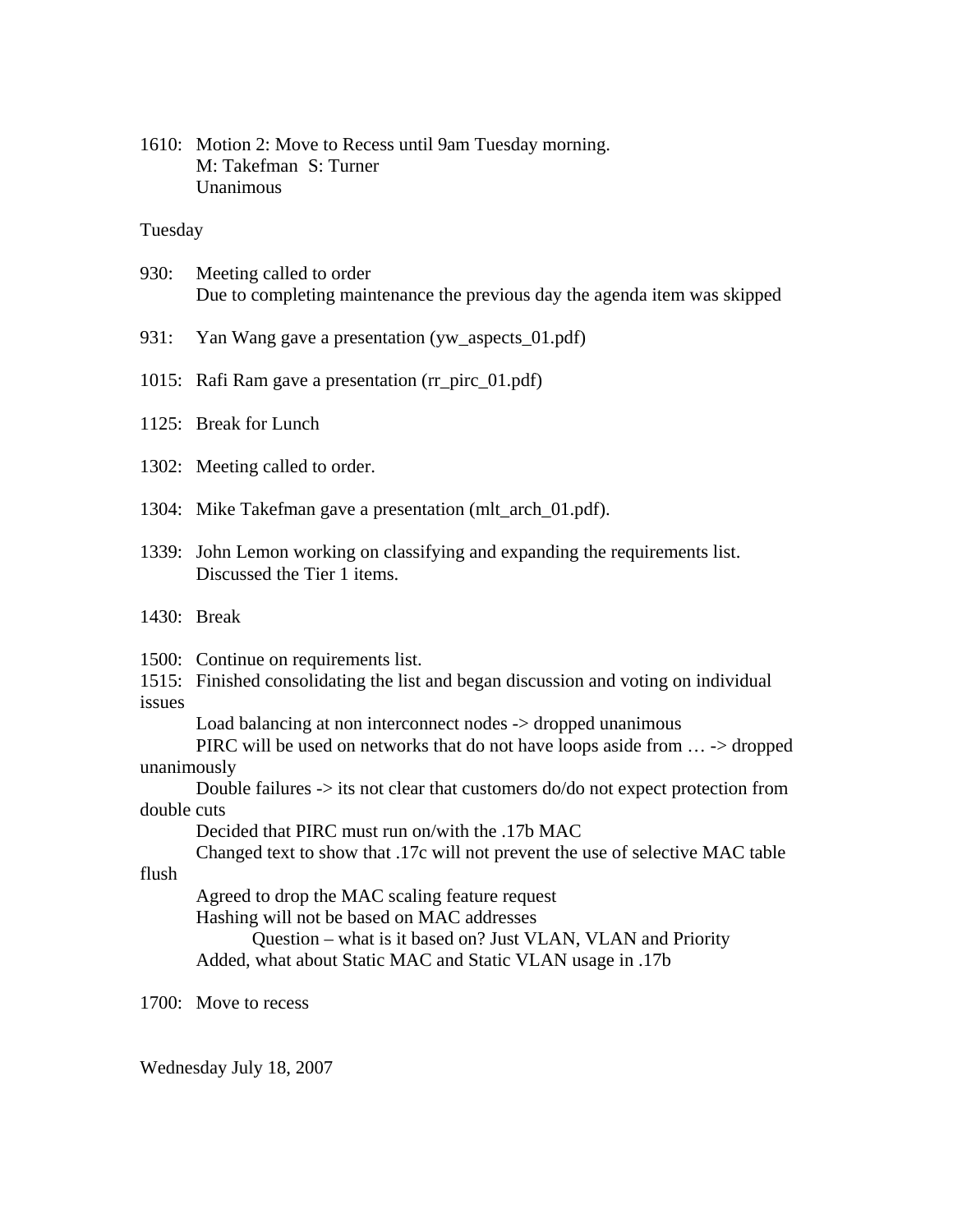1610: Motion 2: Move to Recess until 9am Tuesday morning.
M: Takefman S: Turner
Unanimous

Tuesday

930: Meeting called to order
Due to completing maintenance the previous day the agenda item was skipped

931: Yan Wang gave a presentation (yw_aspects_01.pdf)

1015: Rafi Ram gave a presentation (rr_pirc_01.pdf)

1125: Break for Lunch

1302: Meeting called to order.

1304: Mike Takefman gave a presentation (mlt_arch_01.pdf).

1339: John Lemon working on classifying and expanding the requirements list.
Discussed the Tier 1 items.

1430: Break

1500: Continue on requirements list.

1515: Finished consolidating the list and began discussion and voting on individual issues

- Load balancing at non interconnect nodes -> dropped unanimous
- PIRC will be used on networks that do not have loops aside from … -> dropped unanimously
- Double failures -> its not clear that customers do/do not expect protection from double cuts
- Decided that PIRC must run on/with the .17b MAC
- Changed text to show that .17c will not prevent the use of selective MAC table flush
- Agreed to drop the MAC scaling feature request
- Hashing will not be based on MAC addresses
  - Question – what is it based on? Just VLAN, VLAN and Priority
- Added, what about Static MAC and Static VLAN usage in .17b

1700: Move to recess

Wednesday July 18, 2007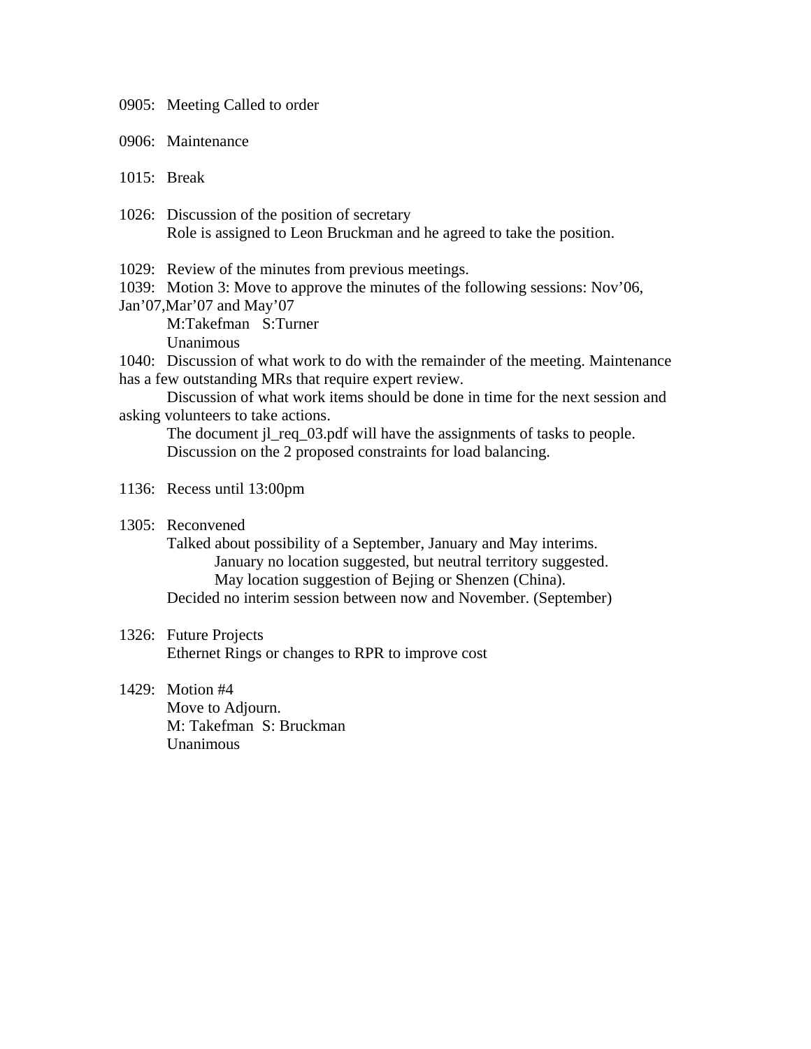0905: Meeting Called to order

0906: Maintenance

1015: Break

1026: Discussion of the position of secretary
Role is assigned to Leon Bruckman and he agreed to take the position.

1029: Review of the minutes from previous meetings.
1039: Motion 3: Move to approve the minutes of the following sessions: Nov’06, Jan’07,Mar’07 and May’07
M:Takefman S:Turner
Unanimous
1040: Discussion of what work to do with the remainder of the meeting. Maintenance has a few outstanding MRs that require expert review.
Discussion of what work items should be done in time for the next session and asking volunteers to take actions.
The document jl_req_03.pdf will have the assignments of tasks to people.
Discussion on the 2 proposed constraints for load balancing.

1136: Recess until 13:00pm

1305: Reconvened
Talked about possibility of a September, January and May interims.
- January no location suggested, but neutral territory suggested.
- May location suggestion of Bejing or Shenzen (China).

Decided no interim session between now and November. (September)

1326: Future Projects
Ethernet Rings or changes to RPR to improve cost

1429: Motion #4
Move to Adjourn.
M: Takefman S: Bruckman
Unanimous